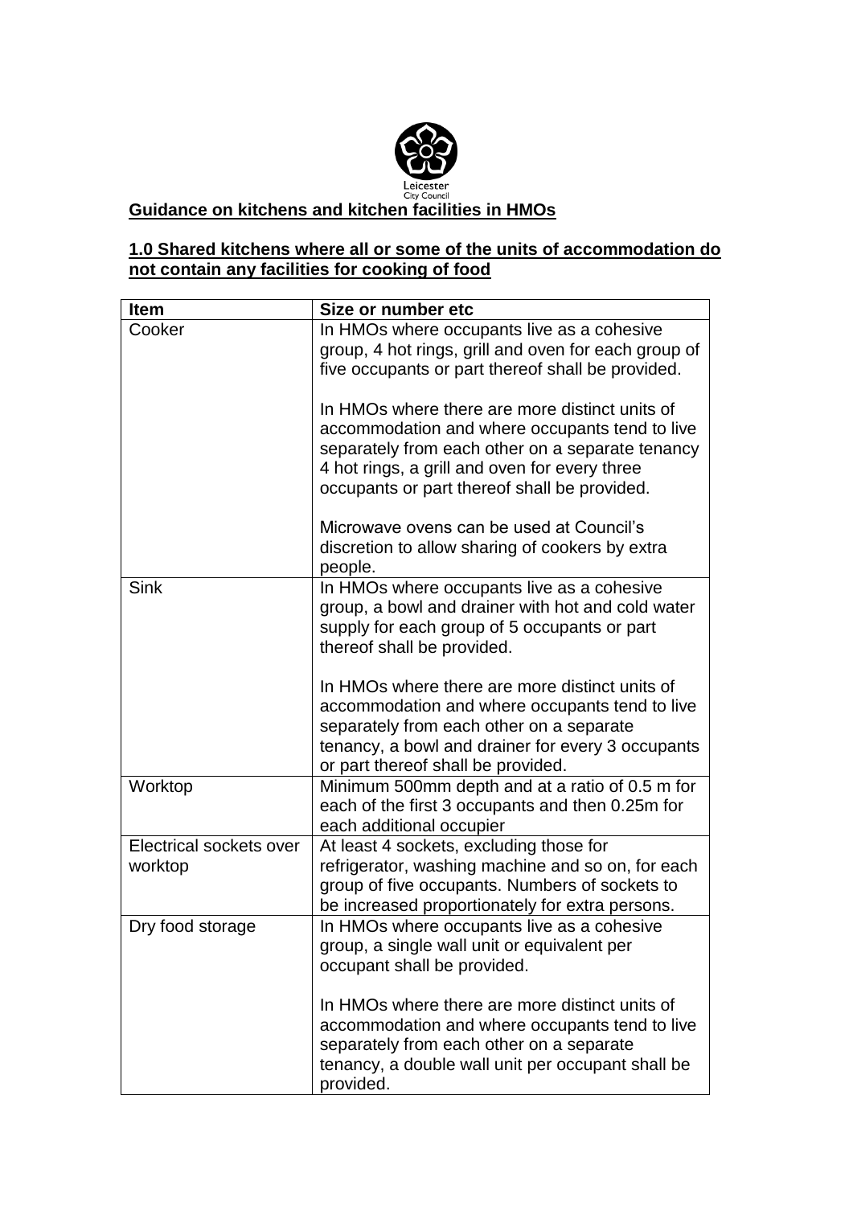Leicester City Council

## Guidance on kitchens and kitchen facilities in HMOs

### 1.0 Shared kitchens where all or some of the units of accommodation do not contain any facilities for cooking of food

| Item | Size or number etc |
|---|---|
| Cooker | In HMOs where occupants live as a cohesive group, 4 hot rings, grill and oven for each group of five occupants or part thereof shall be provided.<br><br>In HMOs where there are more distinct units of accommodation and where occupants tend to live separately from each other on a separate tenancy 4 hot rings, a grill and oven for every three occupants or part thereof shall be provided.<br><br>Microwave ovens can be used at Council's discretion to allow sharing of cookers by extra people. |
| Sink | In HMOs where occupants live as a cohesive group, a bowl and drainer with hot and cold water supply for each group of 5 occupants or part thereof shall be provided.<br><br>In HMOs where there are more distinct units of accommodation and where occupants tend to live separately from each other on a separate tenancy, a bowl and drainer for every 3 occupants or part thereof shall be provided. |
| Worktop | Minimum 500mm depth and at a ratio of 0.5 m for each of the first 3 occupants and then 0.25m for each additional occupier |
| Electrical sockets over worktop | At least 4 sockets, excluding those for refrigerator, washing machine and so on, for each group of five occupants. Numbers of sockets to be increased proportionately for extra persons. |
| Dry food storage | In HMOs where occupants live as a cohesive group, a single wall unit or equivalent per occupant shall be provided.<br><br>In HMOs where there are more distinct units of accommodation and where occupants tend to live separately from each other on a separate tenancy, a double wall unit per occupant shall be provided. |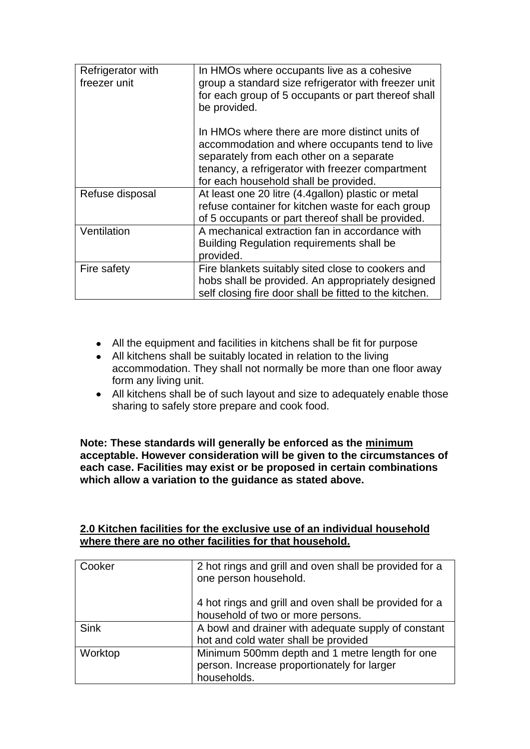| | |
|---|---|
| Refrigerator with freezer unit | In HMOs where occupants live as a cohesive group a standard size refrigerator with freezer unit for each group of 5 occupants or part thereof shall be provided.<br><br>In HMOs where there are more distinct units of accommodation and where occupants tend to live separately from each other on a separate tenancy, a refrigerator with freezer compartment for each household shall be provided. |
| Refuse disposal | At least one 20 litre (4.4gallon) plastic or metal refuse container for kitchen waste for each group of 5 occupants or part thereof shall be provided. |
| Ventilation | A mechanical extraction fan in accordance with Building Regulation requirements shall be provided. |
| Fire safety | Fire blankets suitably sited close to cookers and hobs shall be provided. An appropriately designed self closing fire door shall be fitted to the kitchen. |

- All the equipment and facilities in kitchens shall be fit for purpose
- All kitchens shall be suitably located in relation to the living accommodation. They shall not normally be more than one floor away form any living unit.
- All kitchens shall be of such layout and size to adequately enable those sharing to safely store prepare and cook food.

**Note: These standards will generally be enforced as the <u>minimum</u> acceptable. However consideration will be given to the circumstances of each case. Facilities may exist or be proposed in certain combinations which allow a variation to the guidance as stated above.**

**<u>2.0 Kitchen facilities for the exclusive use of an individual household where there are no other facilities for that household.</u>**

| | |
|---|---|
| Cooker | 2 hot rings and grill and oven shall be provided for a one person household.<br><br>4 hot rings and grill and oven shall be provided for a household of two or more persons. |
| Sink | A bowl and drainer with adequate supply of constant hot and cold water shall be provided |
| Worktop | Minimum 500mm depth and 1 metre length for one person. Increase proportionately for larger households. |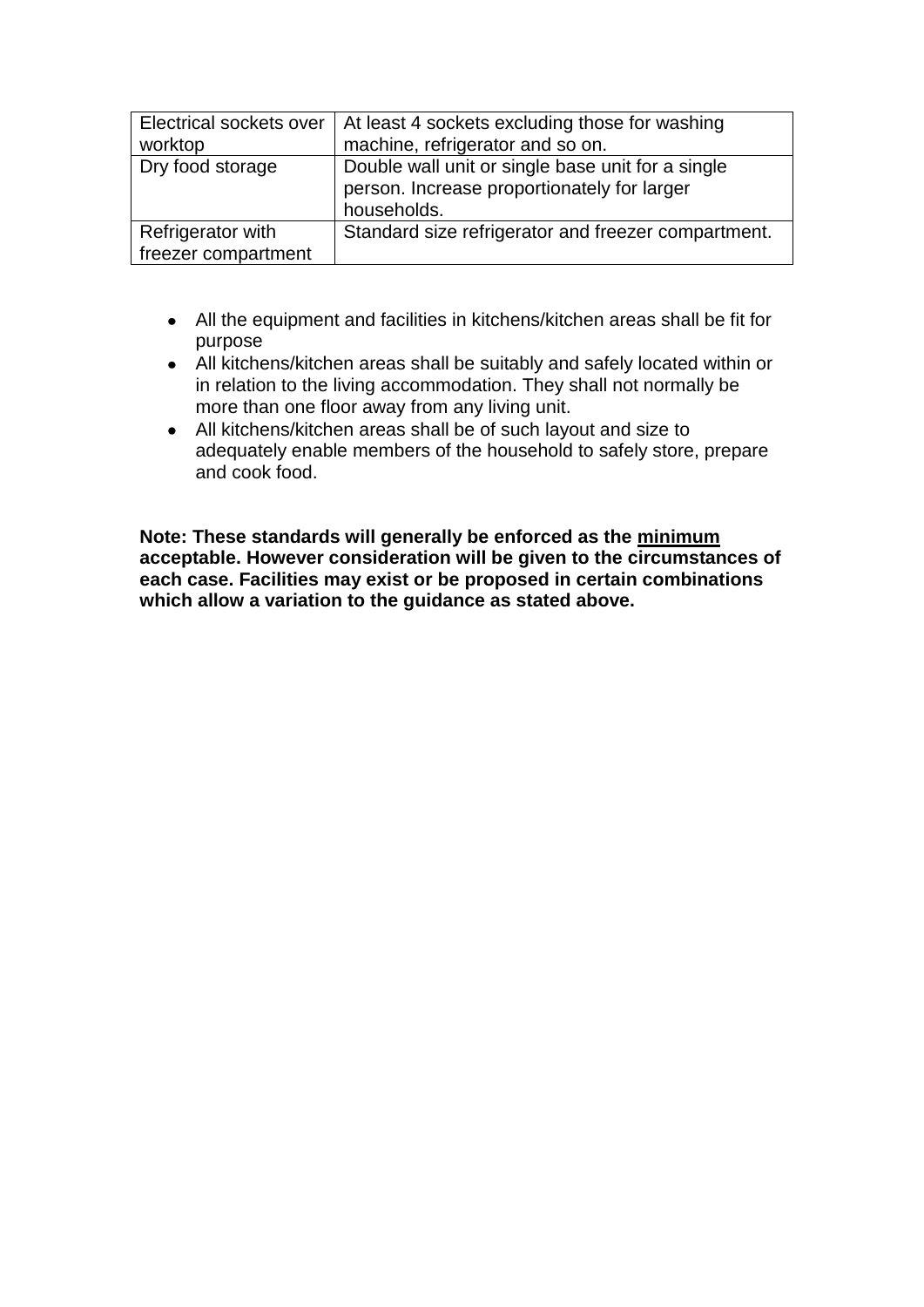| | |
|---|---|
| Electrical sockets over worktop | At least 4 sockets excluding those for washing machine, refrigerator and so on. |
| Dry food storage | Double wall unit or single base unit for a single person. Increase proportionately for larger households. |
| Refrigerator with freezer compartment | Standard size refrigerator and freezer compartment. |

- All the equipment and facilities in kitchens/kitchen areas shall be fit for purpose
- All kitchens/kitchen areas shall be suitably and safely located within or in relation to the living accommodation. They shall not normally be more than one floor away from any living unit.
- All kitchens/kitchen areas shall be of such layout and size to adequately enable members of the household to safely store, prepare and cook food.

**Note: These standards will generally be enforced as the <u>minimum</u> acceptable. However consideration will be given to the circumstances of each case. Facilities may exist or be proposed in certain combinations which allow a variation to the guidance as stated above.**